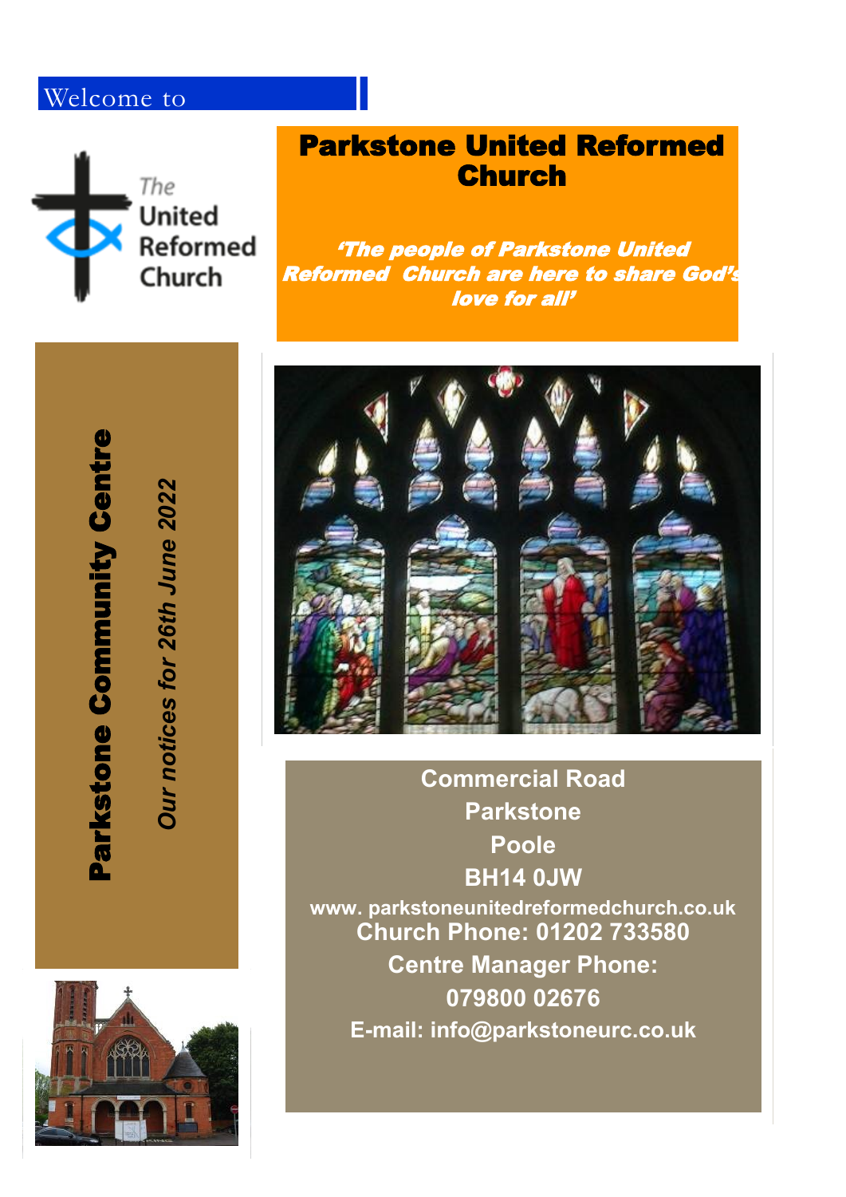Welcome to

The United Reformed Church

# Parkstone United Reformed Church

***'The people of Parkstone United Reformed Church are here to share God's love for all'***

## Parkstone Community Centre

*Our notices for 26th June 2022*

**Commercial Road**
**Parkstone**
**Poole**
**BH14 0JW**

**www. parkstoneunitedreformedchurch.co.uk**

**Church Phone: 01202 733580**

**Centre Manager Phone: 079800 02676**

**E-mail: info@parkstoneurc.co.uk**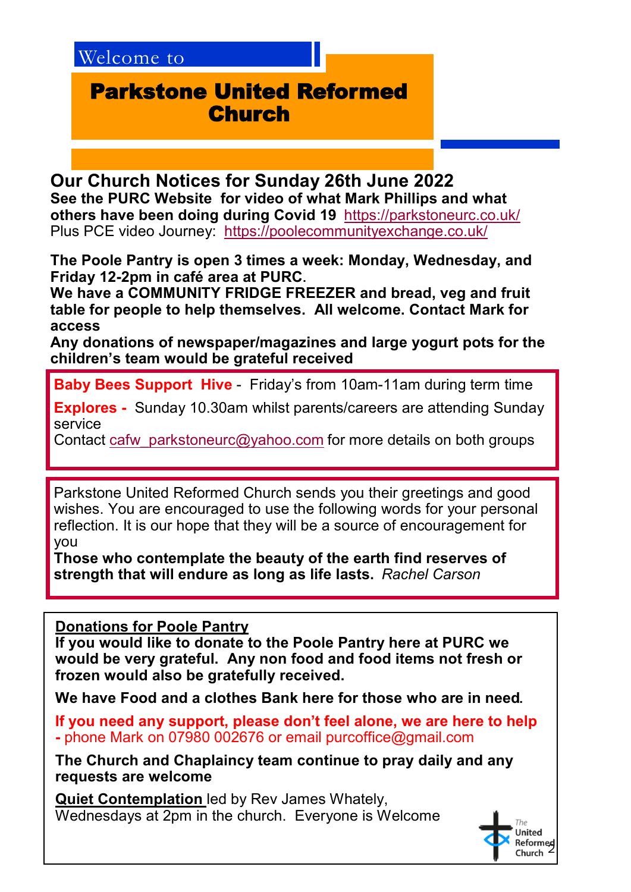Welcome to

# Parkstone United Reformed Church

## Our Church Notices for Sunday 26th June 2022

**See the PURC Website for video of what Mark Phillips and what others have been doing during Covid 19** https://parkstoneurc.co.uk/
Plus PCE video Journey: https://poolecommunityexchange.co.uk/

**The Poole Pantry is open 3 times a week: Monday, Wednesday, and Friday 12-2pm in café area at PURC.**
**We have a COMMUNITY FRIDGE FREEZER and bread, veg and fruit table for people to help themselves. All welcome. Contact Mark for access**
**Any donations of newspaper/magazines and large yogurt pots for the children's team would be grateful received**

**Baby Bees Support Hive** - Friday's from 10am-11am during term time

**Explores -** Sunday 10.30am whilst parents/careers are attending Sunday service
Contact cafw_parkstoneurc@yahoo.com for more details on both groups

Parkstone United Reformed Church sends you their greetings and good wishes. You are encouraged to use the following words for your personal reflection. It is our hope that they will be a source of encouragement for you
**Those who contemplate the beauty of the earth find reserves of strength that will endure as long as life lasts.** *Rachel Carson*

**Donations for Poole Pantry**
**If you would like to donate to the Poole Pantry here at PURC we would be very grateful. Any non food and food items not fresh or frozen would also be gratefully received.**

**We have Food and a clothes Bank here for those who are in need.**

**If you need any support, please don't feel alone, we are here to help -** phone Mark on 07980 002676 or email purcoffice@gmail.com

**The Church and Chaplaincy team continue to pray daily and any requests are welcome**

**Quiet Contemplation** led by Rev James Whately,
Wednesdays at 2pm in the church. Everyone is Welcome

The United Reformed Church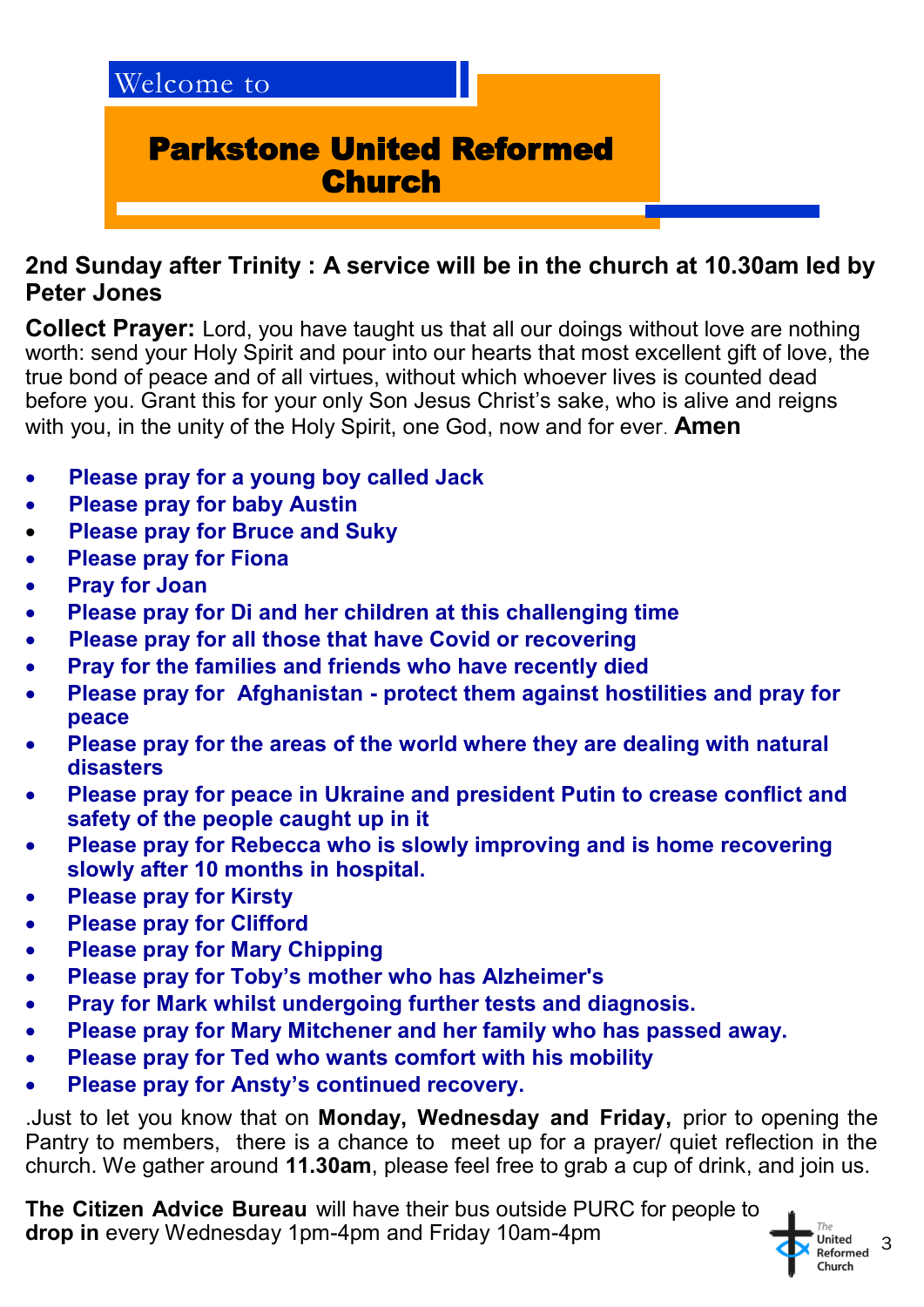Welcome to

# Parkstone United Reformed Church

**2nd Sunday after Trinity : A service will be in the church at 10.30am led by Peter Jones**

**Collect Prayer:** Lord, you have taught us that all our doings without love are nothing worth: send your Holy Spirit and pour into our hearts that most excellent gift of love, the true bond of peace and of all virtues, without which whoever lives is counted dead before you. Grant this for your only Son Jesus Christ's sake, who is alive and reigns with you, in the unity of the Holy Spirit, one God, now and for ever. **Amen**

- **Please pray for a young boy called Jack**
- **Please pray for baby Austin**
- **Please pray for Bruce and Suky**
- **Please pray for Fiona**
- **Pray for Joan**
- **Please pray for Di and her children at this challenging time**
- **Please pray for all those that have Covid or recovering**
- **Pray for the families and friends who have recently died**
- **Please pray for Afghanistan - protect them against hostilities and pray for peace**
- **Please pray for the areas of the world where they are dealing with natural disasters**
- **Please pray for peace in Ukraine and president Putin to crease conflict and safety of the people caught up in it**
- **Please pray for Rebecca who is slowly improving and is home recovering slowly after 10 months in hospital.**
- **Please pray for Kirsty**
- **Please pray for Clifford**
- **Please pray for Mary Chipping**
- **Please pray for Toby's mother who has Alzheimer's**
- **Pray for Mark whilst undergoing further tests and diagnosis.**
- **Please pray for Mary Mitchener and her family who has passed away.**
- **Please pray for Ted who wants comfort with his mobility**
- **Please pray for Ansty's continued recovery.**

.Just to let you know that on **Monday, Wednesday and Friday,** prior to opening the Pantry to members, there is a chance to meet up for a prayer/ quiet reflection in the church. We gather around **11.30am**, please feel free to grab a cup of drink, and join us.

**The Citizen Advice Bureau** will have their bus outside PURC for people to **drop in** every Wednesday 1pm-4pm and Friday 10am-4pm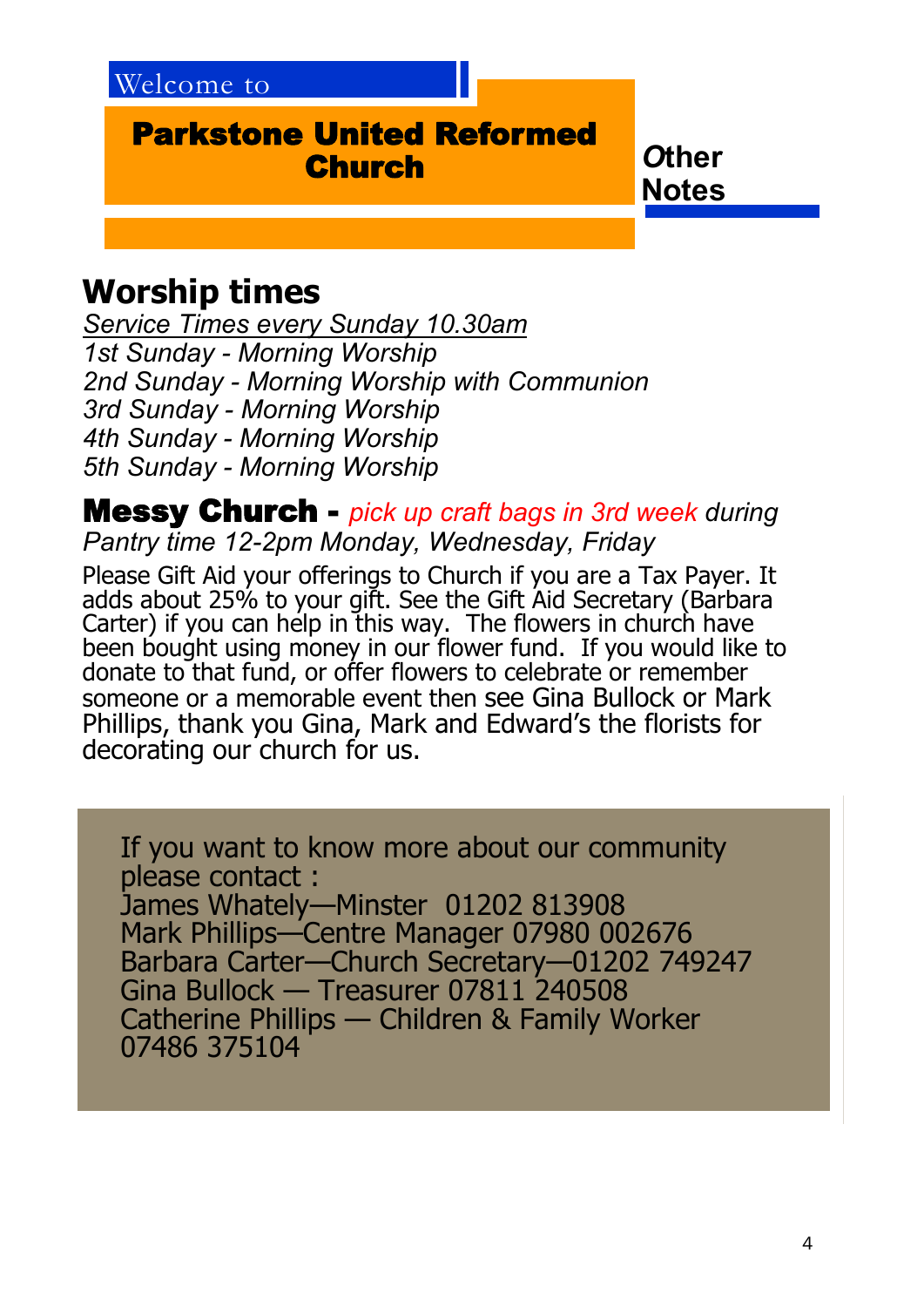Welcome to

# Parkstone United Reformed Church

**Other Notes**

## Worship times

*Service Times every Sunday 10.30am*
*1st Sunday - Morning Worship*
*2nd Sunday - Morning Worship with Communion*
*3rd Sunday - Morning Worship*
*4th Sunday - Morning Worship*
*5th Sunday - Morning Worship*

**Messy Church -** *pick up craft bags in 3rd week during Pantry time 12-2pm Monday, Wednesday, Friday*

Please Gift Aid your offerings to Church if you are a Tax Payer. It adds about 25% to your gift. See the Gift Aid Secretary (Barbara Carter) if you can help in this way. The flowers in church have been bought using money in our flower fund. If you would like to donate to that fund, or offer flowers to celebrate or remember someone or a memorable event then see Gina Bullock or Mark Phillips, thank you Gina, Mark and Edward's the florists for decorating our church for us.

If you want to know more about our community please contact :
James Whately—Minster 01202 813908
Mark Phillips—Centre Manager 07980 002676
Barbara Carter—Church Secretary—01202 749247
Gina Bullock — Treasurer 07811 240508
Catherine Phillips — Children & Family Worker 07486 375104